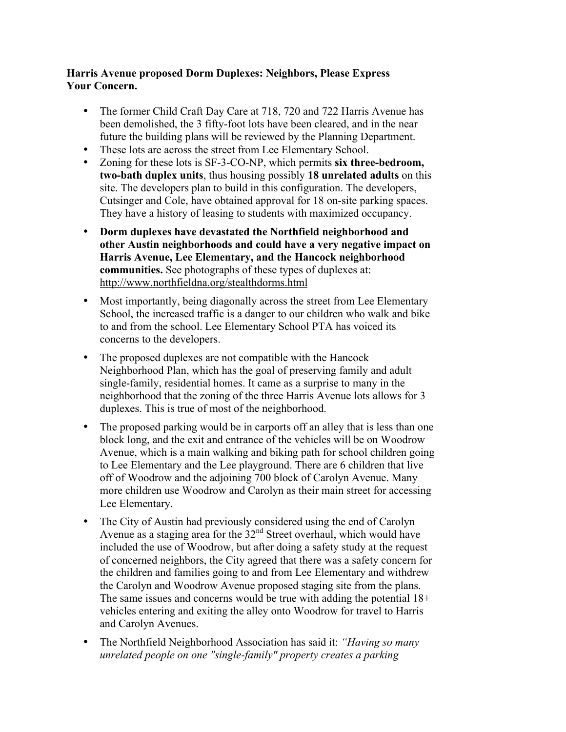**Harris Avenue proposed Dorm Duplexes: Neighbors, Please Express Your Concern.**

- The former Child Craft Day Care at 718, 720 and 722 Harris Avenue has been demolished, the 3 fifty-foot lots have been cleared, and in the near future the building plans will be reviewed by the Planning Department.
- These lots are across the street from Lee Elementary School.
- Zoning for these lots is SF-3-CO-NP, which permits **six three-bedroom, two-bath duplex units**, thus housing possibly **18 unrelated adults** on this site. The developers plan to build in this configuration. The developers, Cutsinger and Cole, have obtained approval for 18 on-site parking spaces. They have a history of leasing to students with maximized occupancy.
- **Dorm duplexes have devastated the Northfield neighborhood and other Austin neighborhoods and could have a very negative impact on Harris Avenue, Lee Elementary, and the Hancock neighborhood communities.** See photographs of these types of duplexes at: http://www.northfieldna.org/stealthdorms.html
- Most importantly, being diagonally across the street from Lee Elementary School, the increased traffic is a danger to our children who walk and bike to and from the school. Lee Elementary School PTA has voiced its concerns to the developers.
- The proposed duplexes are not compatible with the Hancock Neighborhood Plan, which has the goal of preserving family and adult single-family, residential homes. It came as a surprise to many in the neighborhood that the zoning of the three Harris Avenue lots allows for 3 duplexes. This is true of most of the neighborhood.
- The proposed parking would be in carports off an alley that is less than one block long, and the exit and entrance of the vehicles will be on Woodrow Avenue, which is a main walking and biking path for school children going to Lee Elementary and the Lee playground. There are 6 children that live off of Woodrow and the adjoining 700 block of Carolyn Avenue. Many more children use Woodrow and Carolyn as their main street for accessing Lee Elementary.
- The City of Austin had previously considered using the end of Carolyn Avenue as a staging area for the 32nd Street overhaul, which would have included the use of Woodrow, but after doing a safety study at the request of concerned neighbors, the City agreed that there was a safety concern for the children and families going to and from Lee Elementary and withdrew the Carolyn and Woodrow Avenue proposed staging site from the plans. The same issues and concerns would be true with adding the potential 18+ vehicles entering and exiting the alley onto Woodrow for travel to Harris and Carolyn Avenues.
- The Northfield Neighborhood Association has said it: *"Having so many unrelated people on one "single-family" property creates a parking*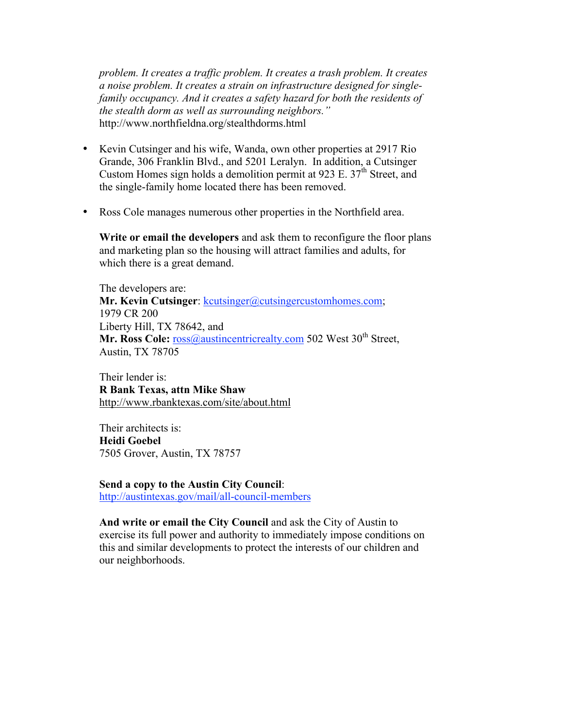*problem. It creates a traffic problem. It creates a trash problem. It creates a noise problem. It creates a strain on infrastructure designed for single-family occupancy. And it creates a safety hazard for both the residents of the stealth dorm as well as surrounding neighbors."*
http://www.northfieldna.org/stealthdorms.html

- Kevin Cutsinger and his wife, Wanda, own other properties at 2917 Rio Grande, 306 Franklin Blvd., and 5201 Leralyn. In addition, a Cutsinger Custom Homes sign holds a demolition permit at 923 E. 37th Street, and the single-family home located there has been removed.

- Ross Cole manages numerous other properties in the Northfield area.

**Write or email the developers** and ask them to reconfigure the floor plans and marketing plan so the housing will attract families and adults, for which there is a great demand.

The developers are:
**Mr. Kevin Cutsinger**: kcutsinger@cutsingercustomhomes.com;
1979 CR 200
Liberty Hill, TX 78642, and
**Mr. Ross Cole:** ross@austincentricrealty.com 502 West 30th Street,
Austin, TX 78705

Their lender is:
**R Bank Texas, attn Mike Shaw**
http://www.rbanktexas.com/site/about.html

Their architects is:
**Heidi Goebel**
7505 Grover, Austin, TX 78757

**Send a copy to the Austin City Council**:
http://austintexas.gov/mail/all-council-members

**And write or email the City Council** and ask the City of Austin to exercise its full power and authority to immediately impose conditions on this and similar developments to protect the interests of our children and our neighborhoods.